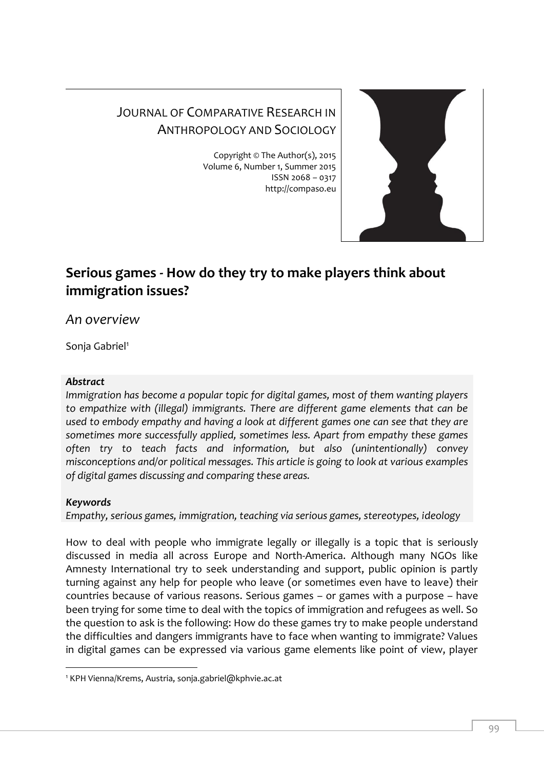JOURNAL OF COMPARATIVE RESEARCH IN ANTHROPOLOGY AND SOCIOLOGY

Copyright © The Author(s), 2015
Volume 6, Number 1, Summer 2015
ISSN 2068 – 0317
http://compaso.eu

# Serious games - How do they try to make players think about immigration issues?

## *An overview*

Sonja Gabriel[1]

***Abstract***

*Immigration has become a popular topic for digital games, most of them wanting players to empathize with (illegal) immigrants. There are different game elements that can be used to embody empathy and having a look at different games one can see that they are sometimes more successfully applied, sometimes less. Apart from empathy these games often try to teach facts and information, but also (unintentionally) convey misconceptions and/or political messages. This article is going to look at various examples of digital games discussing and comparing these areas.*

***Keywords***

*Empathy, serious games, immigration, teaching via serious games, stereotypes, ideology*

How to deal with people who immigrate legally or illegally is a topic that is seriously discussed in media all across Europe and North-America. Although many NGOs like Amnesty International try to seek understanding and support, public opinion is partly turning against any help for people who leave (or sometimes even have to leave) their countries because of various reasons. Serious games – or games with a purpose – have been trying for some time to deal with the topics of immigration and refugees as well. So the question to ask is the following: How do these games try to make people understand the difficulties and dangers immigrants have to face when wanting to immigrate? Values in digital games can be expressed via various game elements like point of view, player

[1] KPH Vienna/Krems, Austria, sonja.gabriel@kphvie.ac.at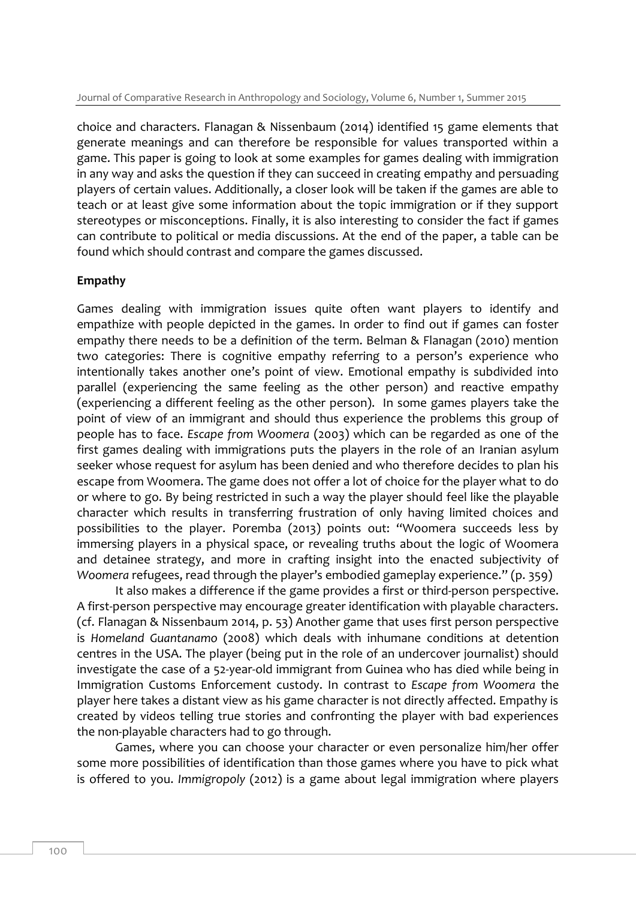choice and characters. Flanagan & Nissenbaum (2014) identified 15 game elements that generate meanings and can therefore be responsible for values transported within a game. This paper is going to look at some examples for games dealing with immigration in any way and asks the question if they can succeed in creating empathy and persuading players of certain values. Additionally, a closer look will be taken if the games are able to teach or at least give some information about the topic immigration or if they support stereotypes or misconceptions. Finally, it is also interesting to consider the fact if games can contribute to political or media discussions. At the end of the paper, a table can be found which should contrast and compare the games discussed.

**Empathy**

Games dealing with immigration issues quite often want players to identify and empathize with people depicted in the games. In order to find out if games can foster empathy there needs to be a definition of the term. Belman & Flanagan (2010) mention two categories: There is cognitive empathy referring to a person's experience who intentionally takes another one's point of view. Emotional empathy is subdivided into parallel (experiencing the same feeling as the other person) and reactive empathy (experiencing a different feeling as the other person). In some games players take the point of view of an immigrant and should thus experience the problems this group of people has to face. *Escape from Woomera* (2003) which can be regarded as one of the first games dealing with immigrations puts the players in the role of an Iranian asylum seeker whose request for asylum has been denied and who therefore decides to plan his escape from Woomera. The game does not offer a lot of choice for the player what to do or where to go. By being restricted in such a way the player should feel like the playable character which results in transferring frustration of only having limited choices and possibilities to the player. Poremba (2013) points out: "Woomera succeeds less by immersing players in a physical space, or revealing truths about the logic of Woomera and detainee strategy, and more in crafting insight into the enacted subjectivity of *Woomera* refugees, read through the player's embodied gameplay experience." (p. 359)

It also makes a difference if the game provides a first or third-person perspective. A first-person perspective may encourage greater identification with playable characters. (cf. Flanagan & Nissenbaum 2014, p. 53) Another game that uses first person perspective is *Homeland Guantanamo* (2008) which deals with inhumane conditions at detention centres in the USA. The player (being put in the role of an undercover journalist) should investigate the case of a 52-year-old immigrant from Guinea who has died while being in Immigration Customs Enforcement custody. In contrast to *Escape from Woomera* the player here takes a distant view as his game character is not directly affected. Empathy is created by videos telling true stories and confronting the player with bad experiences the non-playable characters had to go through.

Games, where you can choose your character or even personalize him/her offer some more possibilities of identification than those games where you have to pick what is offered to you. *Immigropoly* (2012) is a game about legal immigration where players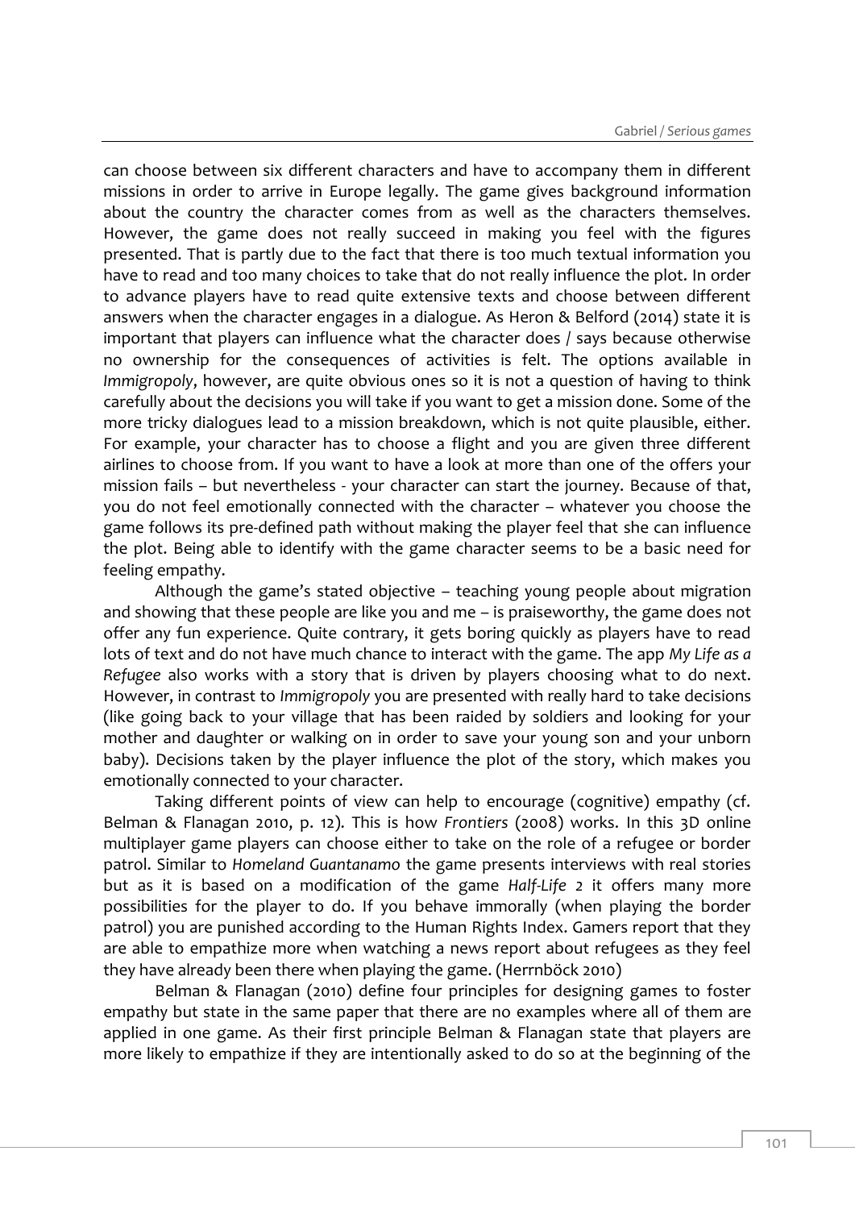can choose between six different characters and have to accompany them in different missions in order to arrive in Europe legally. The game gives background information about the country the character comes from as well as the characters themselves. However, the game does not really succeed in making you feel with the figures presented. That is partly due to the fact that there is too much textual information you have to read and too many choices to take that do not really influence the plot. In order to advance players have to read quite extensive texts and choose between different answers when the character engages in a dialogue. As Heron & Belford (2014) state it is important that players can influence what the character does / says because otherwise no ownership for the consequences of activities is felt. The options available in *Immigropoly*, however, are quite obvious ones so it is not a question of having to think carefully about the decisions you will take if you want to get a mission done. Some of the more tricky dialogues lead to a mission breakdown, which is not quite plausible, either. For example, your character has to choose a flight and you are given three different airlines to choose from. If you want to have a look at more than one of the offers your mission fails – but nevertheless - your character can start the journey. Because of that, you do not feel emotionally connected with the character – whatever you choose the game follows its pre-defined path without making the player feel that she can influence the plot. Being able to identify with the game character seems to be a basic need for feeling empathy.

Although the game's stated objective – teaching young people about migration and showing that these people are like you and me – is praiseworthy, the game does not offer any fun experience. Quite contrary, it gets boring quickly as players have to read lots of text and do not have much chance to interact with the game. The app *My Life as a Refugee* also works with a story that is driven by players choosing what to do next. However, in contrast to *Immigropoly* you are presented with really hard to take decisions (like going back to your village that has been raided by soldiers and looking for your mother and daughter or walking on in order to save your young son and your unborn baby). Decisions taken by the player influence the plot of the story, which makes you emotionally connected to your character.

Taking different points of view can help to encourage (cognitive) empathy (cf. Belman & Flanagan 2010, p. 12). This is how *Frontiers* (2008) works. In this 3D online multiplayer game players can choose either to take on the role of a refugee or border patrol. Similar to *Homeland Guantanamo* the game presents interviews with real stories but as it is based on a modification of the game *Half-Life 2* it offers many more possibilities for the player to do. If you behave immorally (when playing the border patrol) you are punished according to the Human Rights Index. Gamers report that they are able to empathize more when watching a news report about refugees as they feel they have already been there when playing the game. (Herrnböck 2010)

Belman & Flanagan (2010) define four principles for designing games to foster empathy but state in the same paper that there are no examples where all of them are applied in one game. As their first principle Belman & Flanagan state that players are more likely to empathize if they are intentionally asked to do so at the beginning of the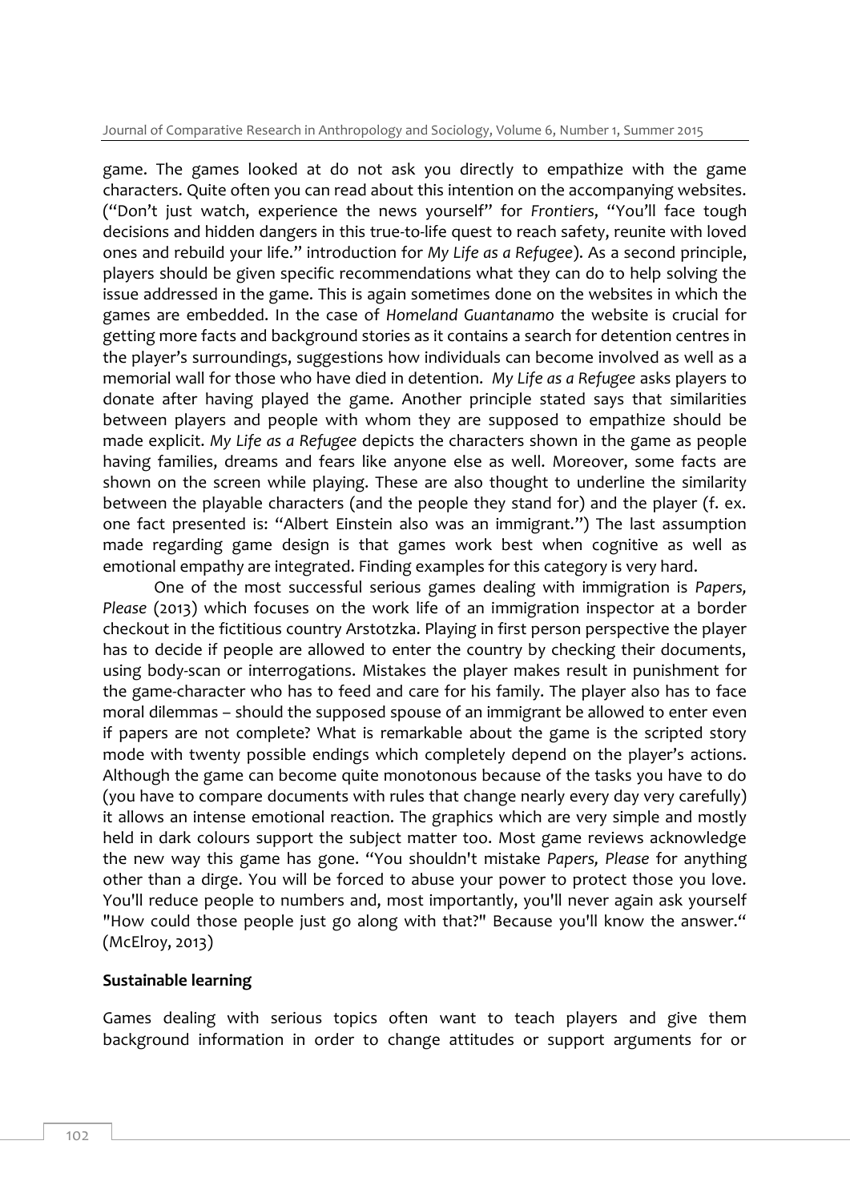game. The games looked at do not ask you directly to empathize with the game characters. Quite often you can read about this intention on the accompanying websites. ("Don't just watch, experience the news yourself" for *Frontiers*, "You'll face tough decisions and hidden dangers in this true-to-life quest to reach safety, reunite with loved ones and rebuild your life." introduction for *My Life as a Refugee*). As a second principle, players should be given specific recommendations what they can do to help solving the issue addressed in the game. This is again sometimes done on the websites in which the games are embedded. In the case of *Homeland Guantanamo* the website is crucial for getting more facts and background stories as it contains a search for detention centres in the player's surroundings, suggestions how individuals can become involved as well as a memorial wall for those who have died in detention. *My Life as a Refugee* asks players to donate after having played the game. Another principle stated says that similarities between players and people with whom they are supposed to empathize should be made explicit. *My Life as a Refugee* depicts the characters shown in the game as people having families, dreams and fears like anyone else as well. Moreover, some facts are shown on the screen while playing. These are also thought to underline the similarity between the playable characters (and the people they stand for) and the player (f. ex. one fact presented is: "Albert Einstein also was an immigrant.") The last assumption made regarding game design is that games work best when cognitive as well as emotional empathy are integrated. Finding examples for this category is very hard.

One of the most successful serious games dealing with immigration is *Papers, Please* (2013) which focuses on the work life of an immigration inspector at a border checkout in the fictitious country Arstotzka. Playing in first person perspective the player has to decide if people are allowed to enter the country by checking their documents, using body-scan or interrogations. Mistakes the player makes result in punishment for the game-character who has to feed and care for his family. The player also has to face moral dilemmas – should the supposed spouse of an immigrant be allowed to enter even if papers are not complete? What is remarkable about the game is the scripted story mode with twenty possible endings which completely depend on the player's actions. Although the game can become quite monotonous because of the tasks you have to do (you have to compare documents with rules that change nearly every day very carefully) it allows an intense emotional reaction. The graphics which are very simple and mostly held in dark colours support the subject matter too. Most game reviews acknowledge the new way this game has gone. "You shouldn't mistake *Papers, Please* for anything other than a dirge. You will be forced to abuse your power to protect those you love. You'll reduce people to numbers and, most importantly, you'll never again ask yourself "How could those people just go along with that?" Because you'll know the answer." (McElroy, 2013)

**Sustainable learning**

Games dealing with serious topics often want to teach players and give them background information in order to change attitudes or support arguments for or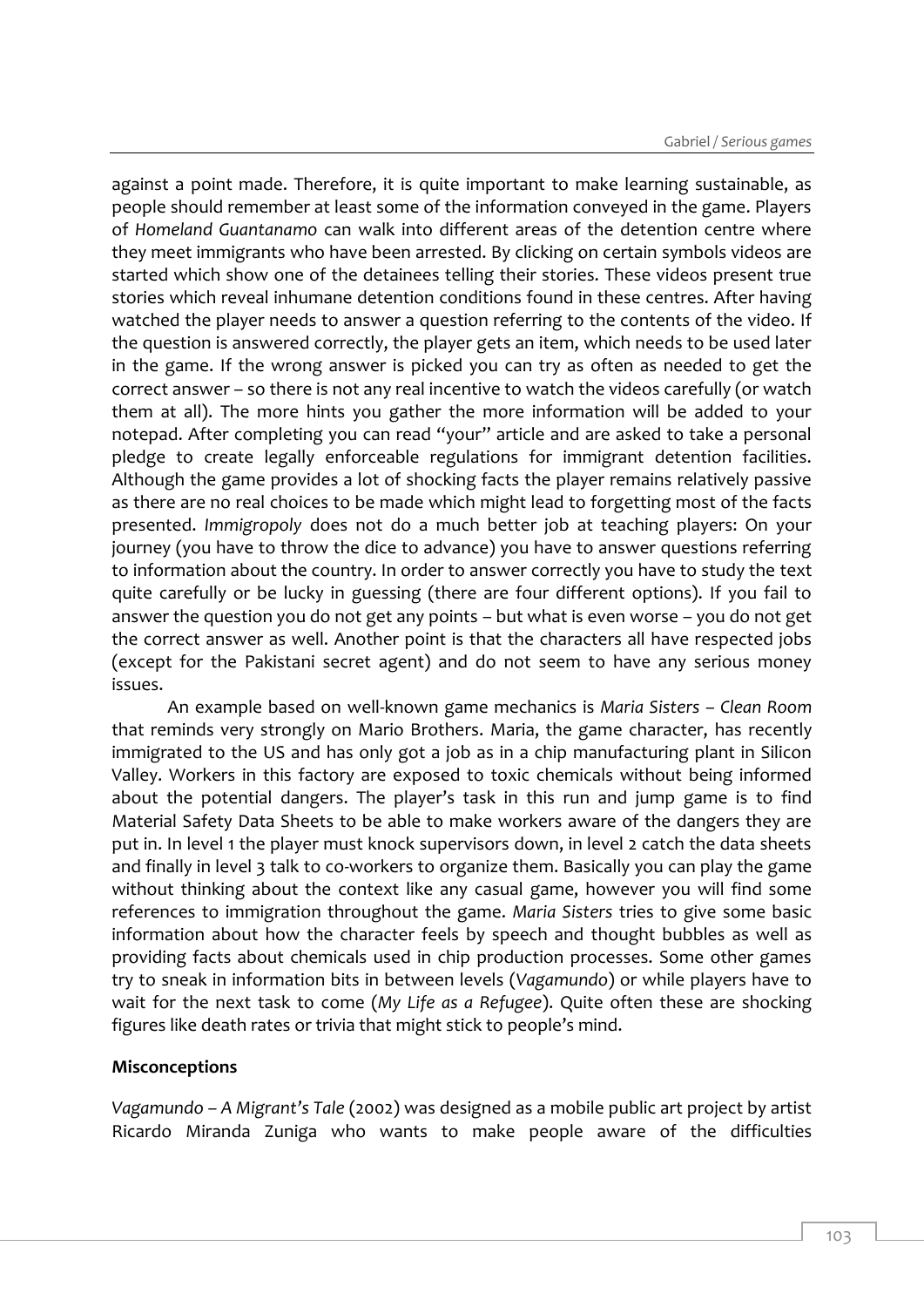against a point made. Therefore, it is quite important to make learning sustainable, as people should remember at least some of the information conveyed in the game. Players of *Homeland Guantanamo* can walk into different areas of the detention centre where they meet immigrants who have been arrested. By clicking on certain symbols videos are started which show one of the detainees telling their stories. These videos present true stories which reveal inhumane detention conditions found in these centres. After having watched the player needs to answer a question referring to the contents of the video. If the question is answered correctly, the player gets an item, which needs to be used later in the game. If the wrong answer is picked you can try as often as needed to get the correct answer – so there is not any real incentive to watch the videos carefully (or watch them at all). The more hints you gather the more information will be added to your notepad. After completing you can read "your" article and are asked to take a personal pledge to create legally enforceable regulations for immigrant detention facilities. Although the game provides a lot of shocking facts the player remains relatively passive as there are no real choices to be made which might lead to forgetting most of the facts presented. *Immigropoly* does not do a much better job at teaching players: On your journey (you have to throw the dice to advance) you have to answer questions referring to information about the country. In order to answer correctly you have to study the text quite carefully or be lucky in guessing (there are four different options). If you fail to answer the question you do not get any points – but what is even worse – you do not get the correct answer as well. Another point is that the characters all have respected jobs (except for the Pakistani secret agent) and do not seem to have any serious money issues.

An example based on well-known game mechanics is *Maria Sisters – Clean Room* that reminds very strongly on Mario Brothers. Maria, the game character, has recently immigrated to the US and has only got a job as in a chip manufacturing plant in Silicon Valley. Workers in this factory are exposed to toxic chemicals without being informed about the potential dangers. The player's task in this run and jump game is to find Material Safety Data Sheets to be able to make workers aware of the dangers they are put in. In level 1 the player must knock supervisors down, in level 2 catch the data sheets and finally in level 3 talk to co-workers to organize them. Basically you can play the game without thinking about the context like any casual game, however you will find some references to immigration throughout the game. *Maria Sisters* tries to give some basic information about how the character feels by speech and thought bubbles as well as providing facts about chemicals used in chip production processes. Some other games try to sneak in information bits in between levels (*Vagamundo*) or while players have to wait for the next task to come (*My Life as a Refugee*). Quite often these are shocking figures like death rates or trivia that might stick to people's mind.

**Misconceptions**

*Vagamundo – A Migrant's Tale* (2002) was designed as a mobile public art project by artist Ricardo Miranda Zuniga who wants to make people aware of the difficulties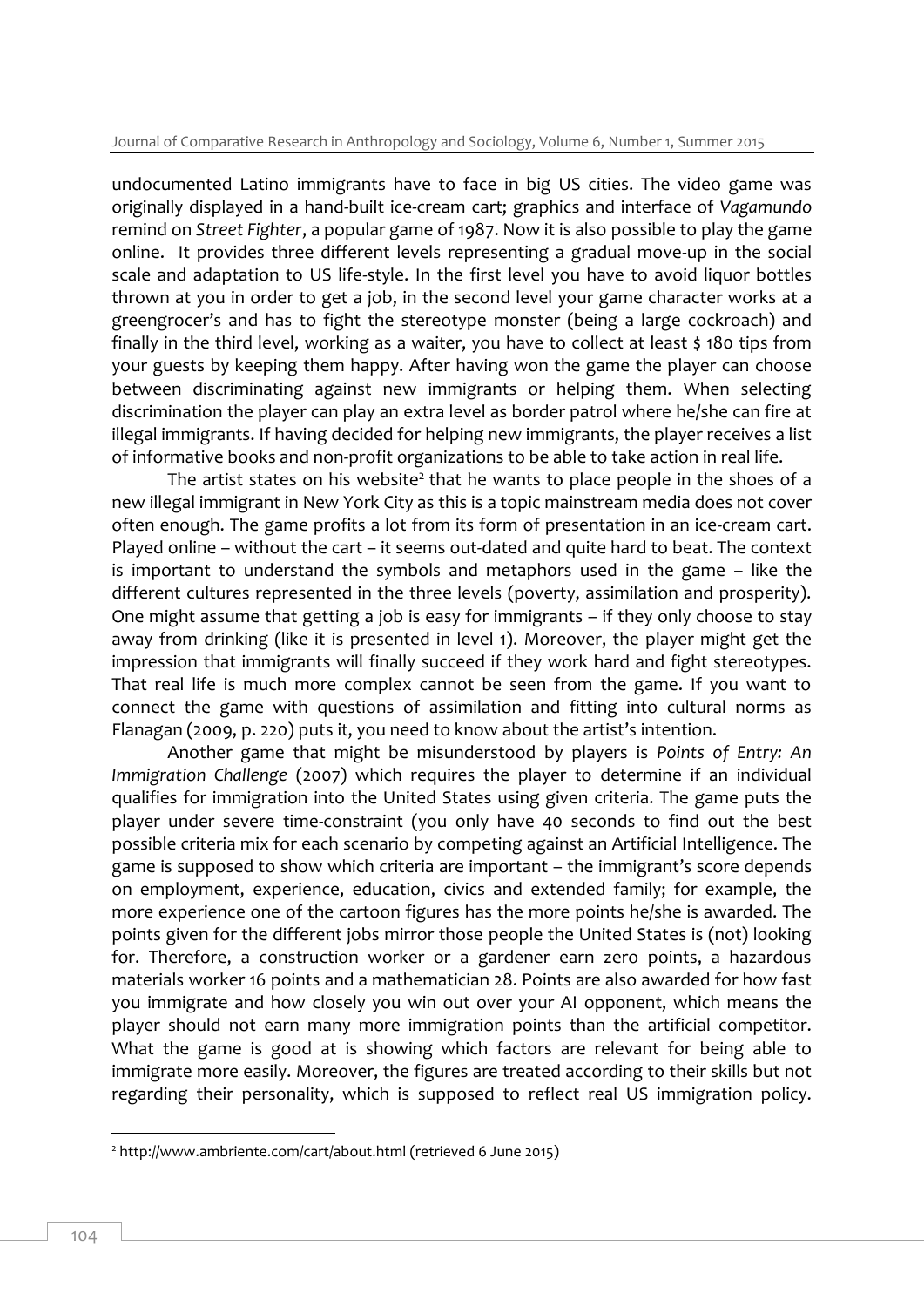undocumented Latino immigrants have to face in big US cities. The video game was originally displayed in a hand-built ice-cream cart; graphics and interface of *Vagamundo* remind on *Street Fighter*, a popular game of 1987. Now it is also possible to play the game online. It provides three different levels representing a gradual move-up in the social scale and adaptation to US life-style. In the first level you have to avoid liquor bottles thrown at you in order to get a job, in the second level your game character works at a greengrocer's and has to fight the stereotype monster (being a large cockroach) and finally in the third level, working as a waiter, you have to collect at least $ 180 tips from your guests by keeping them happy. After having won the game the player can choose between discriminating against new immigrants or helping them. When selecting discrimination the player can play an extra level as border patrol where he/she can fire at illegal immigrants. If having decided for helping new immigrants, the player receives a list of informative books and non-profit organizations to be able to take action in real life.

The artist states on his website[2] that he wants to place people in the shoes of a new illegal immigrant in New York City as this is a topic mainstream media does not cover often enough. The game profits a lot from its form of presentation in an ice-cream cart. Played online – without the cart – it seems out-dated and quite hard to beat. The context is important to understand the symbols and metaphors used in the game – like the different cultures represented in the three levels (poverty, assimilation and prosperity). One might assume that getting a job is easy for immigrants – if they only choose to stay away from drinking (like it is presented in level 1). Moreover, the player might get the impression that immigrants will finally succeed if they work hard and fight stereotypes. That real life is much more complex cannot be seen from the game. If you want to connect the game with questions of assimilation and fitting into cultural norms as Flanagan (2009, p. 220) puts it, you need to know about the artist's intention.

Another game that might be misunderstood by players is *Points of Entry: An Immigration Challenge* (2007) which requires the player to determine if an individual qualifies for immigration into the United States using given criteria. The game puts the player under severe time-constraint (you only have 40 seconds to find out the best possible criteria mix for each scenario by competing against an Artificial Intelligence. The game is supposed to show which criteria are important – the immigrant's score depends on employment, experience, education, civics and extended family; for example, the more experience one of the cartoon figures has the more points he/she is awarded. The points given for the different jobs mirror those people the United States is (not) looking for. Therefore, a construction worker or a gardener earn zero points, a hazardous materials worker 16 points and a mathematician 28. Points are also awarded for how fast you immigrate and how closely you win out over your AI opponent, which means the player should not earn many more immigration points than the artificial competitor. What the game is good at is showing which factors are relevant for being able to immigrate more easily. Moreover, the figures are treated according to their skills but not regarding their personality, which is supposed to reflect real US immigration policy.

[2] http://www.ambriente.com/cart/about.html (retrieved 6 June 2015)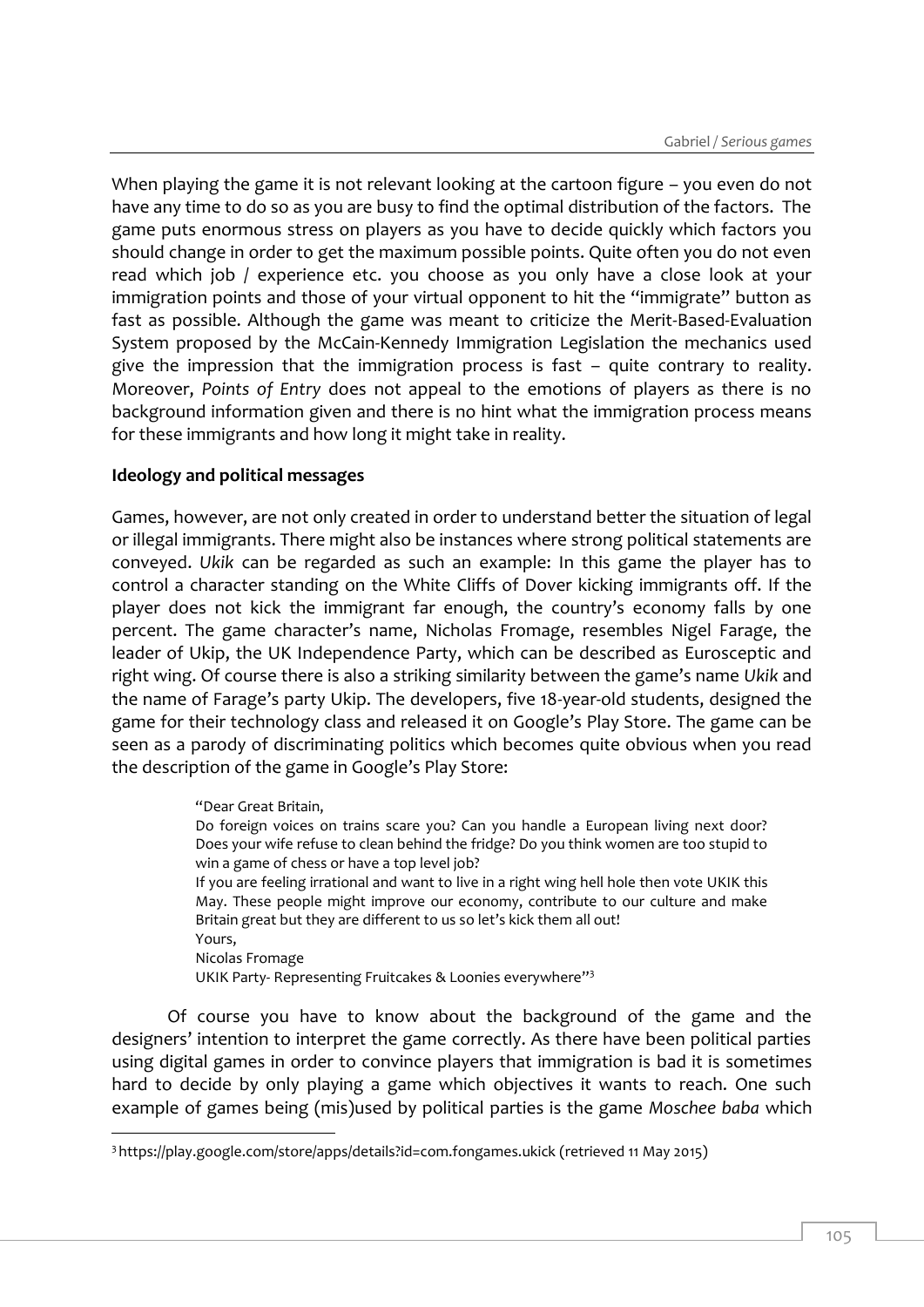When playing the game it is not relevant looking at the cartoon figure – you even do not have any time to do so as you are busy to find the optimal distribution of the factors. The game puts enormous stress on players as you have to decide quickly which factors you should change in order to get the maximum possible points. Quite often you do not even read which job / experience etc. you choose as you only have a close look at your immigration points and those of your virtual opponent to hit the "immigrate" button as fast as possible. Although the game was meant to criticize the Merit-Based-Evaluation System proposed by the McCain-Kennedy Immigration Legislation the mechanics used give the impression that the immigration process is fast – quite contrary to reality. Moreover, *Points of Entry* does not appeal to the emotions of players as there is no background information given and there is no hint what the immigration process means for these immigrants and how long it might take in reality.

**Ideology and political messages**

Games, however, are not only created in order to understand better the situation of legal or illegal immigrants. There might also be instances where strong political statements are conveyed. *Ukik* can be regarded as such an example: In this game the player has to control a character standing on the White Cliffs of Dover kicking immigrants off. If the player does not kick the immigrant far enough, the country's economy falls by one percent. The game character's name, Nicholas Fromage, resembles Nigel Farage, the leader of Ukip, the UK Independence Party, which can be described as Eurosceptic and right wing. Of course there is also a striking similarity between the game's name *Ukik* and the name of Farage's party Ukip. The developers, five 18-year-old students, designed the game for their technology class and released it on Google's Play Store. The game can be seen as a parody of discriminating politics which becomes quite obvious when you read the description of the game in Google's Play Store:

> "Dear Great Britain,
> Do foreign voices on trains scare you? Can you handle a European living next door? Does your wife refuse to clean behind the fridge? Do you think women are too stupid to win a game of chess or have a top level job?
> If you are feeling irrational and want to live in a right wing hell hole then vote UKIK this May. These people might improve our economy, contribute to our culture and make Britain great but they are different to us so let's kick them all out!
> Yours,
> Nicolas Fromage
> UKIK Party- Representing Fruitcakes & Loonies everywhere"[3]

Of course you have to know about the background of the game and the designers' intention to interpret the game correctly. As there have been political parties using digital games in order to convince players that immigration is bad it is sometimes hard to decide by only playing a game which objectives it wants to reach. One such example of games being (mis)used by political parties is the game *Moschee baba* which

[3] https://play.google.com/store/apps/details?id=com.fongames.ukick (retrieved 11 May 2015)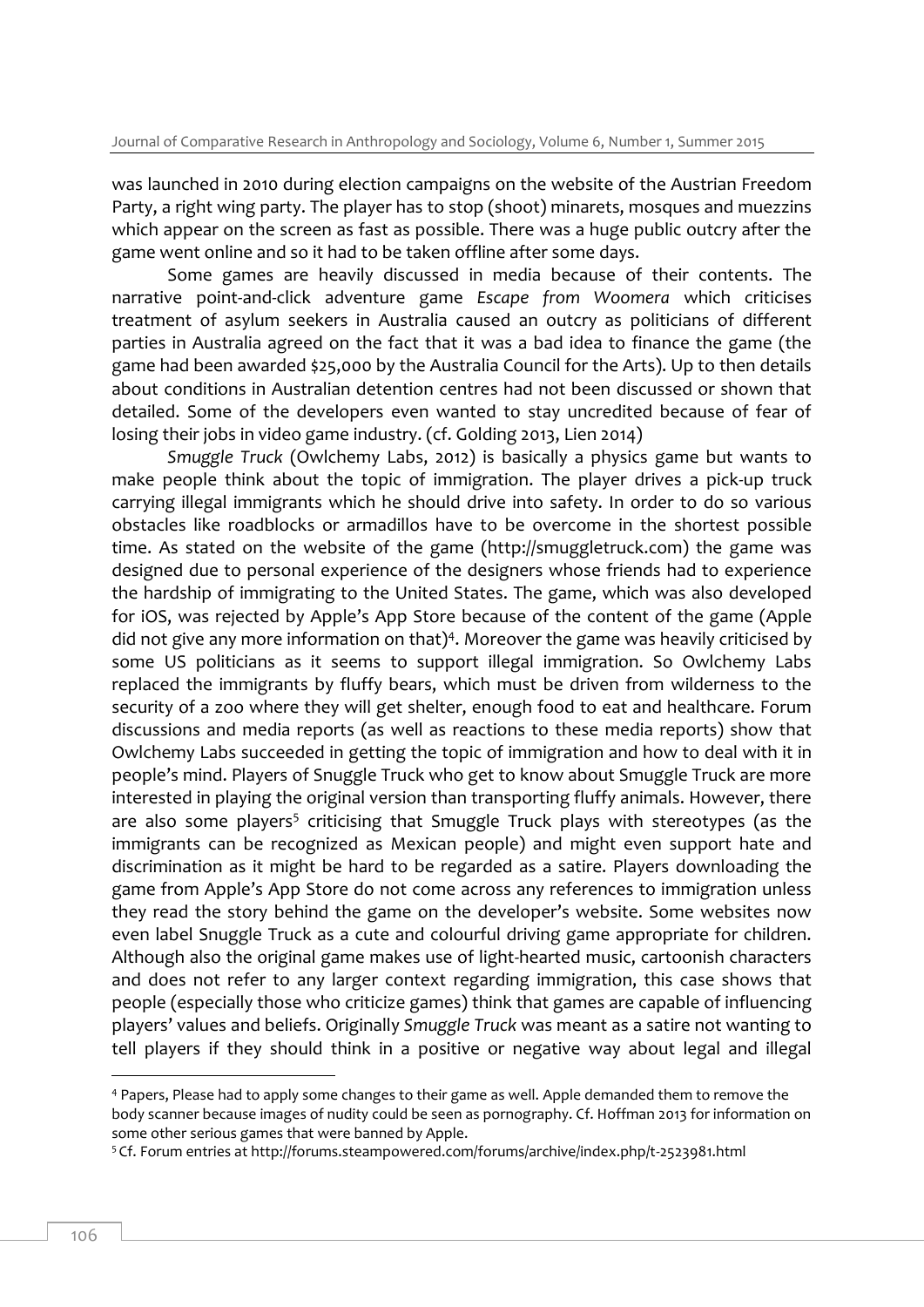was launched in 2010 during election campaigns on the website of the Austrian Freedom Party, a right wing party. The player has to stop (shoot) minarets, mosques and muezzins which appear on the screen as fast as possible. There was a huge public outcry after the game went online and so it had to be taken offline after some days.

Some games are heavily discussed in media because of their contents. The narrative point-and-click adventure game *Escape from Woomera* which criticises treatment of asylum seekers in Australia caused an outcry as politicians of different parties in Australia agreed on the fact that it was a bad idea to finance the game (the game had been awarded $25,000 by the Australia Council for the Arts). Up to then details about conditions in Australian detention centres had not been discussed or shown that detailed. Some of the developers even wanted to stay uncredited because of fear of losing their jobs in video game industry. (cf. Golding 2013, Lien 2014)

*Smuggle Truck* (Owlchemy Labs, 2012) is basically a physics game but wants to make people think about the topic of immigration. The player drives a pick-up truck carrying illegal immigrants which he should drive into safety. In order to do so various obstacles like roadblocks or armadillos have to be overcome in the shortest possible time. As stated on the website of the game (http://smuggletruck.com) the game was designed due to personal experience of the designers whose friends had to experience the hardship of immigrating to the United States. The game, which was also developed for iOS, was rejected by Apple's App Store because of the content of the game (Apple did not give any more information on that)[4]. Moreover the game was heavily criticised by some US politicians as it seems to support illegal immigration. So Owlchemy Labs replaced the immigrants by fluffy bears, which must be driven from wilderness to the security of a zoo where they will get shelter, enough food to eat and healthcare. Forum discussions and media reports (as well as reactions to these media reports) show that Owlchemy Labs succeeded in getting the topic of immigration and how to deal with it in people's mind. Players of Snuggle Truck who get to know about Smuggle Truck are more interested in playing the original version than transporting fluffy animals. However, there are also some players[5] criticising that Smuggle Truck plays with stereotypes (as the immigrants can be recognized as Mexican people) and might even support hate and discrimination as it might be hard to be regarded as a satire. Players downloading the game from Apple's App Store do not come across any references to immigration unless they read the story behind the game on the developer's website. Some websites now even label Snuggle Truck as a cute and colourful driving game appropriate for children. Although also the original game makes use of light-hearted music, cartoonish characters and does not refer to any larger context regarding immigration, this case shows that people (especially those who criticize games) think that games are capable of influencing players' values and beliefs. Originally *Smuggle Truck* was meant as a satire not wanting to tell players if they should think in a positive or negative way about legal and illegal

---

[4] Papers, Please had to apply some changes to their game as well. Apple demanded them to remove the body scanner because images of nudity could be seen as pornography. Cf. Hoffman 2013 for information on some other serious games that were banned by Apple.

[5] Cf. Forum entries at http://forums.steampowered.com/forums/archive/index.php/t-2523981.html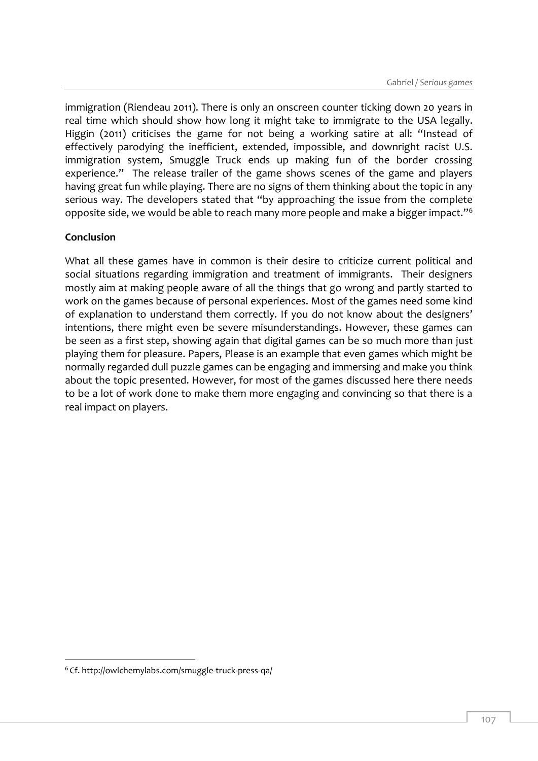immigration (Riendeau 2011). There is only an onscreen counter ticking down 20 years in real time which should show how long it might take to immigrate to the USA legally. Higgin (2011) criticises the game for not being a working satire at all: "Instead of effectively parodying the inefficient, extended, impossible, and downright racist U.S. immigration system, Smuggle Truck ends up making fun of the border crossing experience." The release trailer of the game shows scenes of the game and players having great fun while playing. There are no signs of them thinking about the topic in any serious way. The developers stated that "by approaching the issue from the complete opposite side, we would be able to reach many more people and make a bigger impact."[6]

**Conclusion**

What all these games have in common is their desire to criticize current political and social situations regarding immigration and treatment of immigrants. Their designers mostly aim at making people aware of all the things that go wrong and partly started to work on the games because of personal experiences. Most of the games need some kind of explanation to understand them correctly. If you do not know about the designers' intentions, there might even be severe misunderstandings. However, these games can be seen as a first step, showing again that digital games can be so much more than just playing them for pleasure. Papers, Please is an example that even games which might be normally regarded dull puzzle games can be engaging and immersing and make you think about the topic presented. However, for most of the games discussed here there needs to be a lot of work done to make them more engaging and convincing so that there is a real impact on players.

[6] Cf. http://owlchemylabs.com/smuggle-truck-press-qa/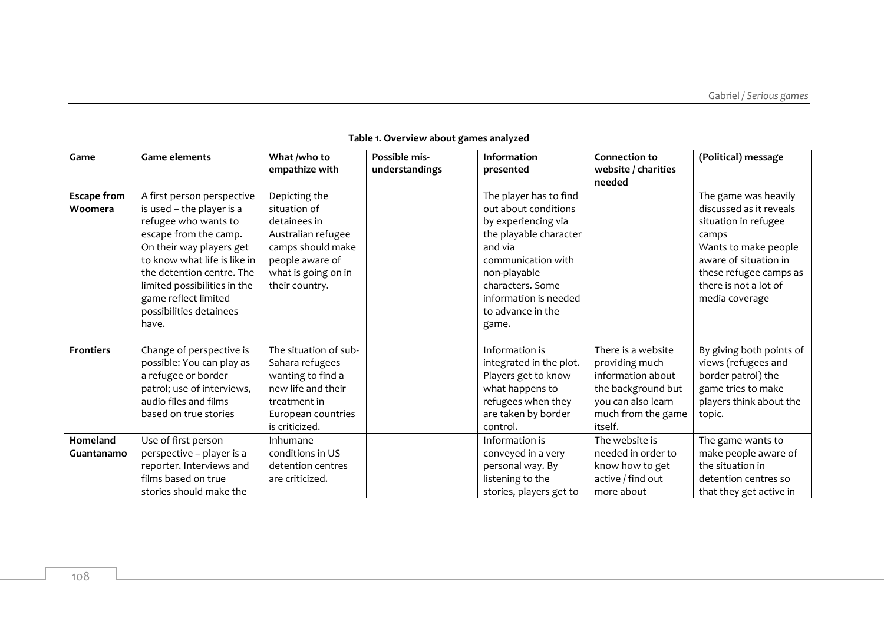**Table 1. Overview about games analyzed**

| Game | Game elements | What /who to empathize with | Possible mis-understandings | Information presented | Connection to website / charities needed | (Political) message |
|---|---|---|---|---|---|---|
| **Escape from Woomera** | A first person perspective is used – the player is a refugee who wants to escape from the camp. On their way players get to know what life is like in the detention centre. The limited possibilities in the game reflect limited possibilities detainees have. | Depicting the situation of detainees in Australian refugee camps should make people aware of what is going on in their country. | | The player has to find out about conditions by experiencing via the playable character and via communication with non-playable characters. Some information is needed to advance in the game. | | The game was heavily discussed as it reveals situation in refugee camps Wants to make people aware of situation in these refugee camps as there is not a lot of media coverage |
| **Frontiers** | Change of perspective is possible: You can play as a refugee or border patrol; use of interviews, audio files and films based on true stories | The situation of sub-Sahara refugees wanting to find a new life and their treatment in European countries is criticized. | | Information is integrated in the plot. Players get to know what happens to refugees when they are taken by border control. | There is a website providing much information about the background but you can also learn much from the game itself. | By giving both points of views (refugees and border patrol) the game tries to make players think about the topic. |
| **Homeland Guantanamo** | Use of first person perspective – player is a reporter. Interviews and films based on true stories should make the | Inhumane conditions in US detention centres are criticized. | | Information is conveyed in a very personal way. By listening to the stories, players get to | The website is needed in order to know how to get active / find out more about | The game wants to make people aware of the situation in detention centres so that they get active in |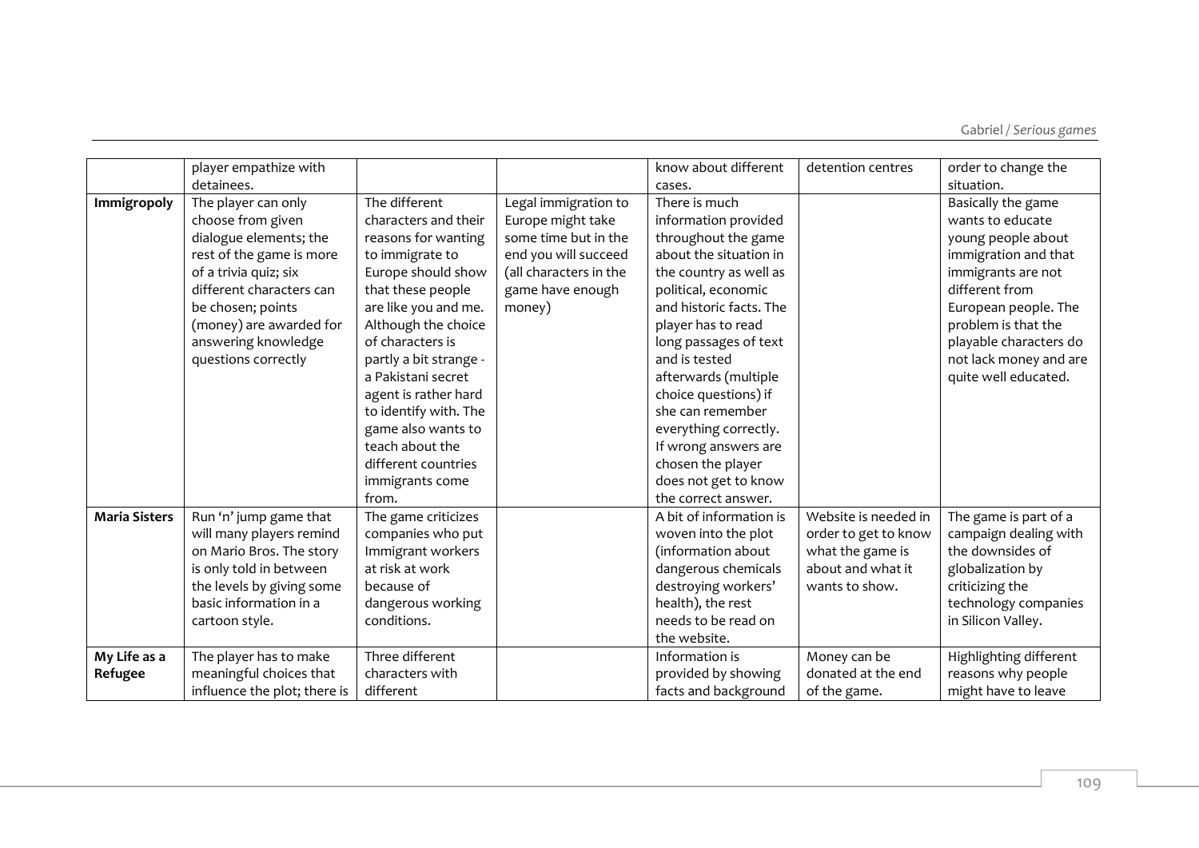| | | | | | | |
|---|---|---|---|---|---|---|
| | player empathize with detainees. | | | know about different cases. | detention centres | order to change the situation. |
| **Immigropoly** | The player can only choose from given dialogue elements; the rest of the game is more of a trivia quiz; six different characters can be chosen; points (money) are awarded for answering knowledge questions correctly | The different characters and their reasons for wanting to immigrate to Europe should show that these people are like you and me. Although the choice of characters is partly a bit strange - a Pakistani secret agent is rather hard to identify with. The game also wants to teach about the different countries immigrants come from. | Legal immigration to Europe might take some time but in the end you will succeed (all characters in the game have enough money) | There is much information provided throughout the game about the situation in the country as well as political, economic and historic facts. The player has to read long passages of text and is tested afterwards (multiple choice questions) if she can remember everything correctly. If wrong answers are chosen the player does not get to know the correct answer. | | Basically the game wants to educate young people about immigration and that immigrants are not different from European people. The problem is that the playable characters do not lack money and are quite well educated. |
| **Maria Sisters** | Run 'n' jump game that will many players remind on Mario Bros. The story is only told in between the levels by giving some basic information in a cartoon style. | The game criticizes companies who put Immigrant workers at risk at work because of dangerous working conditions. | | A bit of information is woven into the plot (information about dangerous chemicals destroying workers' health), the rest needs to be read on the website. | Website is needed in order to get to know what the game is about and what it wants to show. | The game is part of a campaign dealing with the downsides of globalization by criticizing the technology companies in Silicon Valley. |
| **My Life as a Refugee** | The player has to make meaningful choices that influence the plot; there is | Three different characters with different | | Information is provided by showing facts and background | Money can be donated at the end of the game. | Highlighting different reasons why people might have to leave |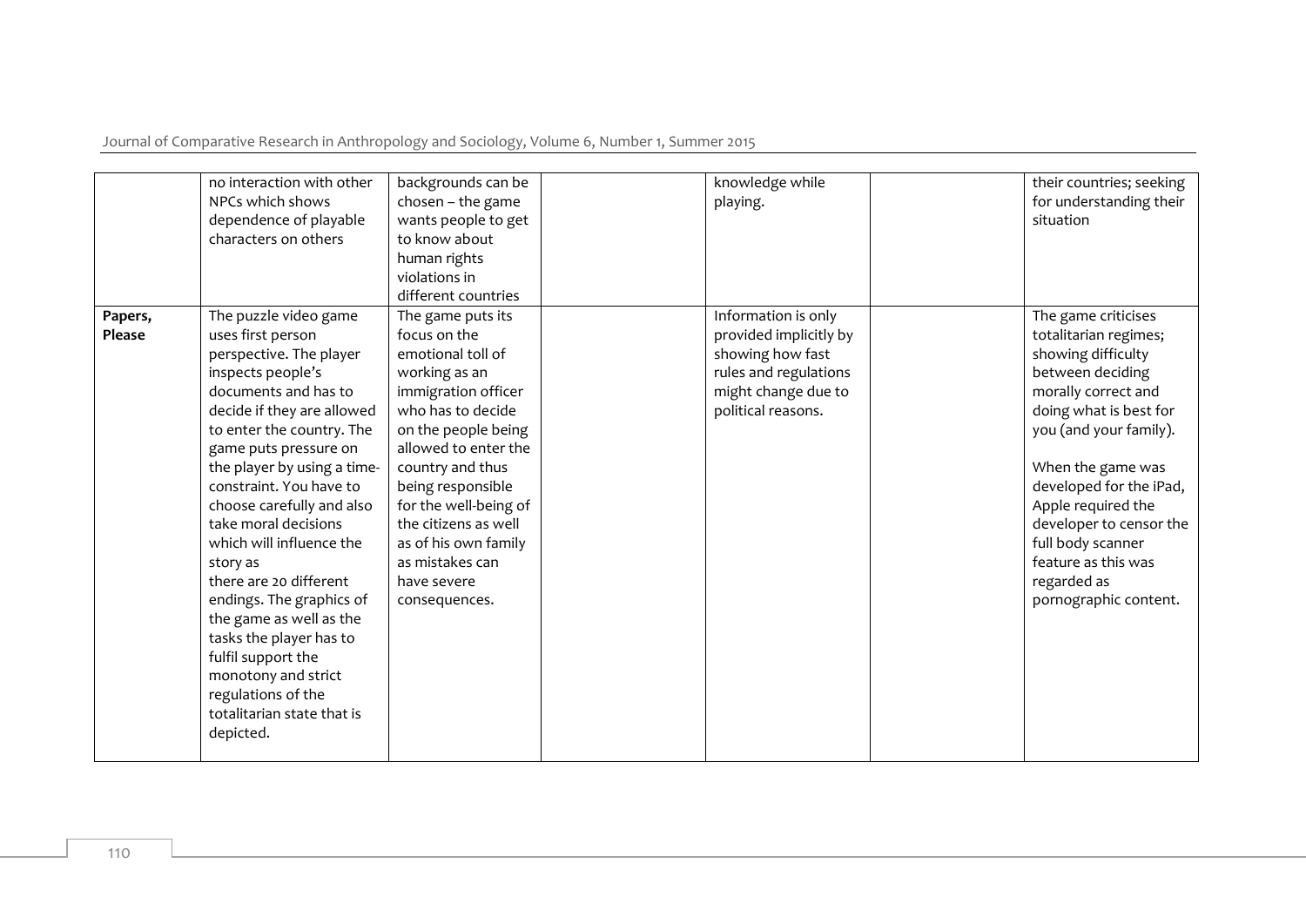|  | no interaction with other NPCs which shows dependence of playable characters on others | backgrounds can be chosen – the game wants people to get to know about human rights violations in different countries |  | knowledge while playing. |  | their countries; seeking for understanding their situation |
|---|---|---|---|---|---|---|
| **Papers, Please** | The puzzle video game uses first person perspective. The player inspects people's documents and has to decide if they are allowed to enter the country. The game puts pressure on the player by using a time-constraint. You have to choose carefully and also take moral decisions which will influence the story as there are 20 different endings. The graphics of the game as well as the tasks the player has to fulfil support the monotony and strict regulations of the totalitarian state that is depicted. | The game puts its focus on the emotional toll of working as an immigration officer who has to decide on the people being allowed to enter the country and thus being responsible for the well-being of the citizens as well as of his own family as mistakes can have severe consequences. |  | Information is only provided implicitly by showing how fast rules and regulations might change due to political reasons. |  | The game criticises totalitarian regimes; showing difficulty between deciding morally correct and doing what is best for you (and your family). When the game was developed for the iPad, Apple required the developer to censor the full body scanner feature as this was regarded as pornographic content. |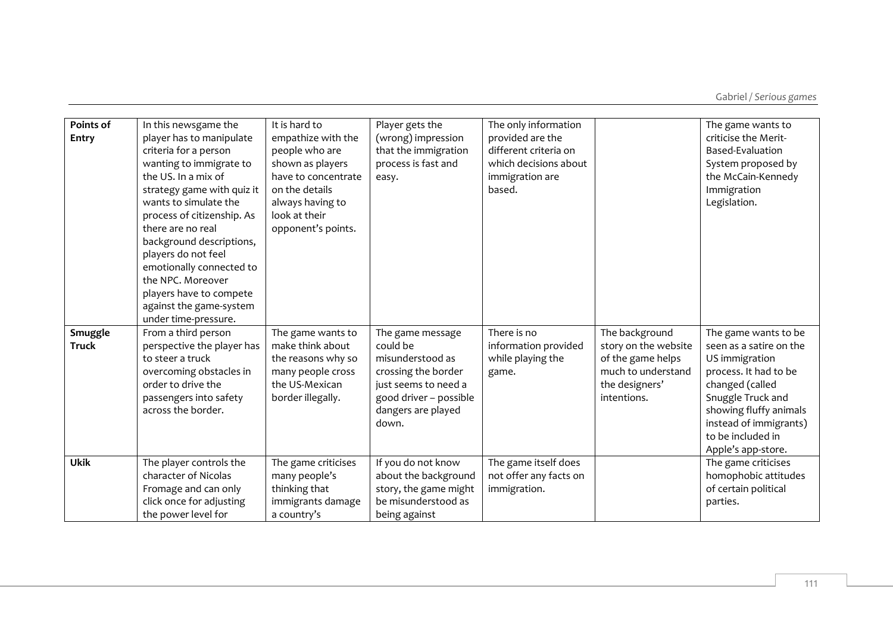| | | | | | | |
|---|---|---|---|---|---|---|
| **Points of Entry** | In this newsgame the player has to manipulate criteria for a person wanting to immigrate to the US. In a mix of strategy game with quiz it wants to simulate the process of citizenship. As there are no real background descriptions, players do not feel emotionally connected to the NPC. Moreover players have to compete against the game-system under time-pressure. | It is hard to empathize with the people who are shown as players have to concentrate on the details always having to look at their opponent's points. | Player gets the (wrong) impression that the immigration process is fast and easy. | The only information provided are the different criteria on which decisions about immigration are based. | | The game wants to criticise the Merit-Based-Evaluation System proposed by the McCain-Kennedy Immigration Legislation. |
| **Smuggle Truck** | From a third person perspective the player has to steer a truck overcoming obstacles in order to drive the passengers into safety across the border. | The game wants to make think about the reasons why so many people cross the US-Mexican border illegally. | The game message could be misunderstood as crossing the border just seems to need a good driver – possible dangers are played down. | There is no information provided while playing the game. | The background story on the website of the game helps much to understand the designers' intentions. | The game wants to be seen as a satire on the US immigration process. It had to be changed (called Snuggle Truck and showing fluffy animals instead of immigrants) to be included in Apple's app-store. |
| **Ukik** | The player controls the character of Nicolas Fromage and can only click once for adjusting the power level for | The game criticises many people's thinking that immigrants damage a country's | If you do not know about the background story, the game might be misunderstood as being against | The game itself does not offer any facts on immigration. | | The game criticises homophobic attitudes of certain political parties. |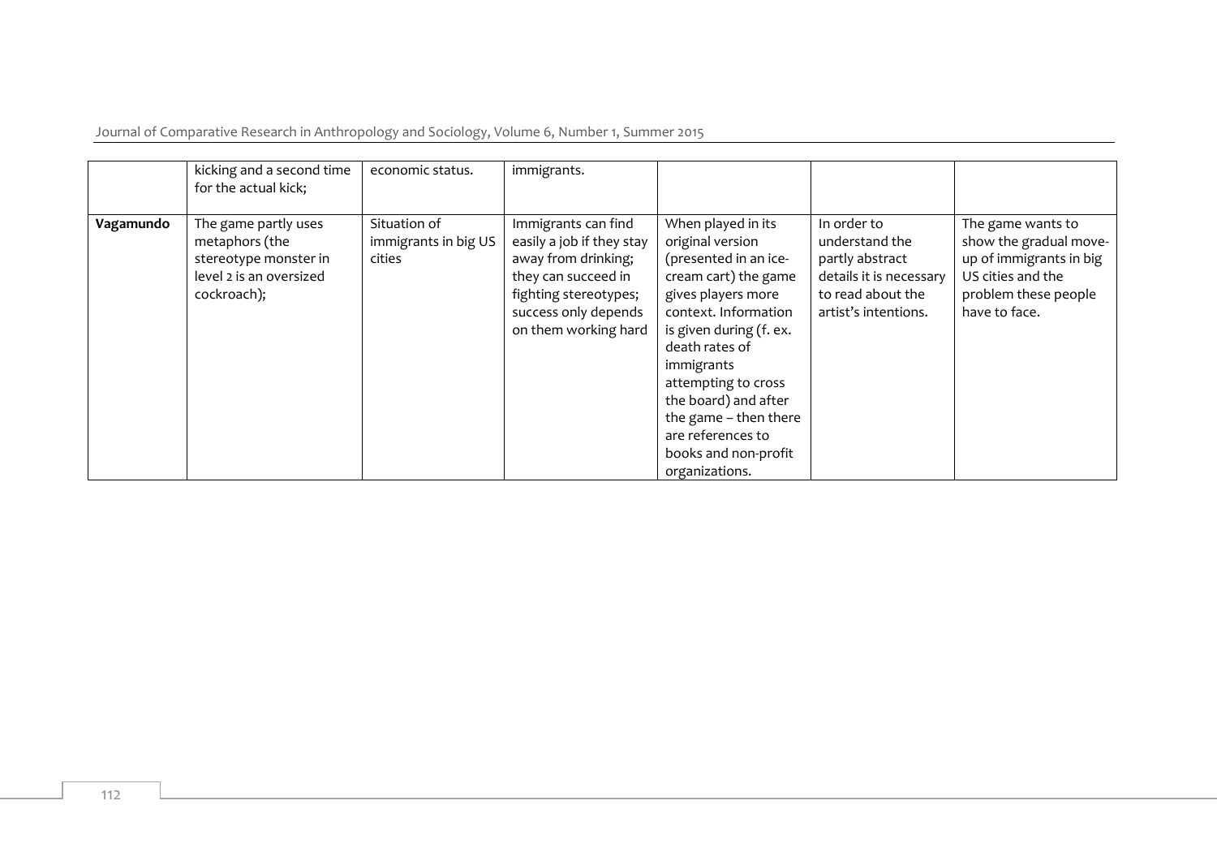| | | | | | | |
|---|---|---|---|---|---|---|
| | kicking and a second time for the actual kick; | economic status. | immigrants. | | | |
| **Vagamundo** | The game partly uses metaphors (the stereotype monster in level 2 is an oversized cockroach); | Situation of immigrants in big US cities | Immigrants can find easily a job if they stay away from drinking; they can succeed in fighting stereotypes; success only depends on them working hard | When played in its original version (presented in an ice-cream cart) the game gives players more context. Information is given during (f. ex. death rates of immigrants attempting to cross the board) and after the game – then there are references to books and non-profit organizations. | In order to understand the partly abstract details it is necessary to read about the artist's intentions. | The game wants to show the gradual move-up of immigrants in big US cities and the problem these people have to face. |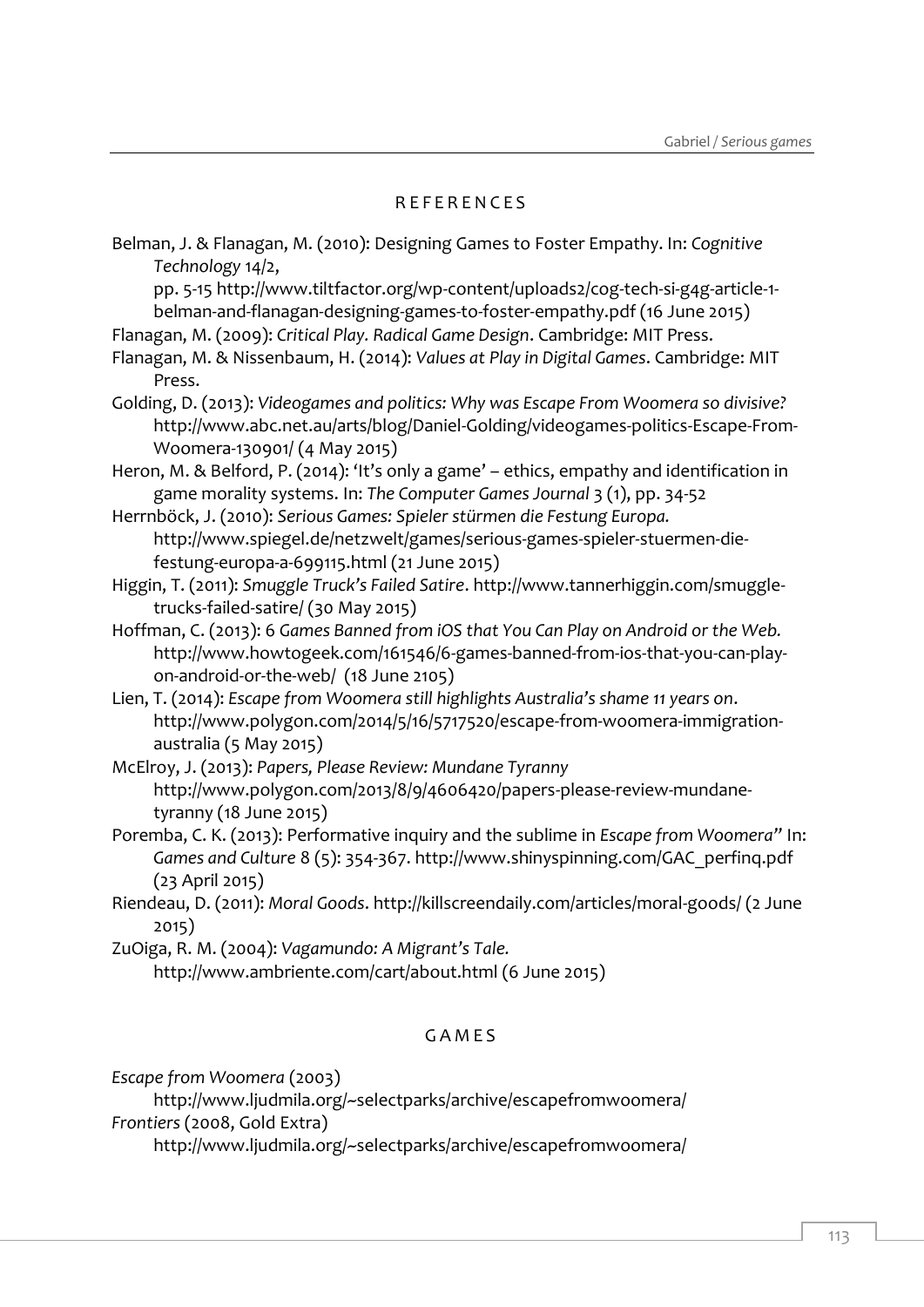## REFERENCES

Belman, J. & Flanagan, M. (2010): Designing Games to Foster Empathy. In: *Cognitive Technology* 14/2, pp. 5-15 http://www.tiltfactor.org/wp-content/uploads2/cog-tech-si-g4g-article-1-belman-and-flanagan-designing-games-to-foster-empathy.pdf (16 June 2015)

Flanagan, M. (2009): *Critical Play. Radical Game Design*. Cambridge: MIT Press.

Flanagan, M. & Nissenbaum, H. (2014): *Values at Play in Digital Games*. Cambridge: MIT Press.

Golding, D. (2013): *Videogames and politics: Why was Escape From Woomera so divisive?* http://www.abc.net.au/arts/blog/Daniel-Golding/videogames-politics-Escape-From-Woomera-130901/ (4 May 2015)

Heron, M. & Belford, P. (2014): 'It's only a game' – ethics, empathy and identification in game morality systems. In: *The Computer Games Journal* 3 (1), pp. 34-52

Herrnböck, J. (2010): *Serious Games: Spieler stürmen die Festung Europa.* http://www.spiegel.de/netzwelt/games/serious-games-spieler-stuermen-die-festung-europa-a-699115.html (21 June 2015)

Higgin, T. (2011): *Smuggle Truck's Failed Satire*. http://www.tannerhiggin.com/smuggle-trucks-failed-satire/ (30 May 2015)

Hoffman, C. (2013): *6 Games Banned from iOS that You Can Play on Android or the Web.* http://www.howtogeek.com/161546/6-games-banned-from-ios-that-you-can-play-on-android-or-the-web/ (18 June 2105)

Lien, T. (2014): *Escape from Woomera still highlights Australia's shame 11 years on*. http://www.polygon.com/2014/5/16/5717520/escape-from-woomera-immigration-australia (5 May 2015)

McElroy, J. (2013): *Papers, Please Review: Mundane Tyranny* http://www.polygon.com/2013/8/9/4606420/papers-please-review-mundane-tyranny (18 June 2015)

Poremba, C. K. (2013): Performative inquiry and the sublime in *Escape from Woomera*" In: *Games and Culture* 8 (5): 354-367. http://www.shinyspinning.com/GAC_perfinq.pdf (23 April 2015)

Riendeau, D. (2011): *Moral Goods*. http://killscreendaily.com/articles/moral-goods/ (2 June 2015)

ZuOiga, R. M. (2004): *Vagamundo: A Migrant's Tale.* http://www.ambriente.com/cart/about.html (6 June 2015)

## GAMES

*Escape from Woomera* (2003) http://www.ljudmila.org/~selectparks/archive/escapefromwoomera/

*Frontiers* (2008, Gold Extra) http://www.ljudmila.org/~selectparks/archive/escapefromwoomera/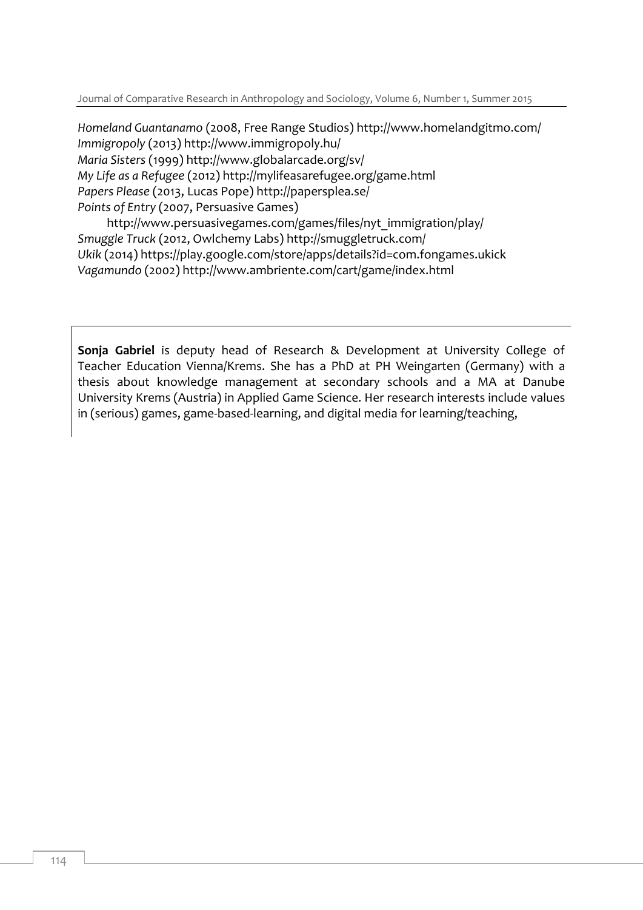*Homeland Guantanamo* (2008, Free Range Studios) http://www.homelandgitmo.com/
*Immigropoly* (2013) http://www.immigropoly.hu/
*Maria Sisters* (1999) http://www.globalarcade.org/sv/
*My Life as a Refugee* (2012) http://mylifeasarefugee.org/game.html
*Papers Please* (2013, Lucas Pope) http://papersplea.se/
*Points of Entry* (2007, Persuasive Games)
http://www.persuasivegames.com/games/files/nyt_immigration/play/
*Smuggle Truck* (2012, Owlchemy Labs) http://smuggletruck.com/
*Ukik* (2014) https://play.google.com/store/apps/details?id=com.fongames.ukick
*Vagamundo* (2002) http://www.ambriente.com/cart/game/index.html

**Sonja Gabriel** is deputy head of Research & Development at University College of Teacher Education Vienna/Krems. She has a PhD at PH Weingarten (Germany) with a thesis about knowledge management at secondary schools and a MA at Danube University Krems (Austria) in Applied Game Science. Her research interests include values in (serious) games, game-based-learning, and digital media for learning/teaching,